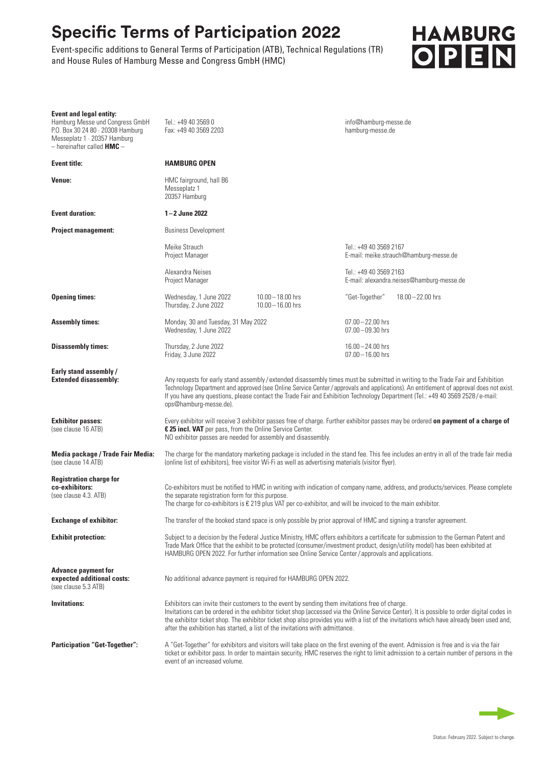# Specific Terms of Participation 2022

Event-specific additions to General Terms of Participation (ATB), Technical Regulations (TR) and House Rules of Hamburg Messe and Congress GmbH (HMC)

HAMBURG OPEN

**Event and legal entity:**
Hamburg Messe und Congress GmbH
P.O. Box 30 24 80 · 20308 Hamburg
Messeplatz 1 · 20357 Hamburg
– hereinafter called **HMC** –

Tel.: +49 40 3569 0
Fax: +49 40 3569 2203

info@hamburg-messe.de
hamburg-messe.de

**Event title:** **HAMBURG OPEN**

**Venue:** HMC fairground, hall B6
Messeplatz 1
20357 Hamburg

**Event duration:** **1–2 June 2022**

**Project management:** Business Development

Meike Strauch
Project Manager
Tel.: +49 40 3569 2167
E-mail: meike.strauch@hamburg-messe.de

Alexandra Neises
Project Manager
Tel.: +49 40 3569 2163
E-mail: alexandra.neises@hamburg-messe.de

**Opening times:**

| | | | |
|---|---|---|---|
| Wednesday, 1 June 2022 | 10.00–18.00 hrs | "Get-Together" | 18.00–22.00 hrs |
| Thursday, 2 June 2022 | 10.00–16.00 hrs | | |

**Assembly times:**

| | |
|---|---|
| Monday, 30 and Tuesday, 31 May 2022 | 07.00–22.00 hrs |
| Wednesday, 1 June 2022 | 07.00–09.30 hrs |

**Disassembly times:**

| | |
|---|---|
| Thursday, 2 June 2022 | 16.00–24.00 hrs |
| Friday, 3 June 2022 | 07.00–16.00 hrs |

**Early stand assembly / Extended disassembly:** Any requests for early stand assembly / extended disassembly times must be submitted in writing to the Trade Fair and Exhibition Technology Department and approved (see Online Service Center / approvals and applications). An entitlement of approval does not exist. If you have any questions, please contact the Trade Fair and Exhibition Technology Department (Tel.: +49 40 3569 2528 / e-mail: ops@hamburg-messe.de).

**Exhibitor passes:** (see clause 16 ATB)
Every exhibitor will receive 3 exhibitor passes free of charge. Further exhibitor passes may be ordered **on payment of a charge of € 25 incl. VAT** per pass, from the Online Service Center.
NO exhibitor passes are needed for assembly and disassembly.

**Media package / Trade Fair Media:** (see clause 14 ATB)
The charge for the mandatory marketing package is included in the stand fee. This fee includes an entry in all of the trade fair media (online list of exhibitors), free visitor Wi-Fi as well as advertising materials (visitor flyer).

**Registration charge for co-exhibitors:** (see clause 4.3. ATB)
Co-exhibitors must be notified to HMC in writing with indication of company name, address, and products/services. Please complete the separate registration form for this purpose.
The charge for co-exhibitors is € 219 plus VAT per co-exhibitor, and will be invoiced to the main exhibitor.

**Exchange of exhibitor:** The transfer of the booked stand space is only possible by prior approval of HMC and signing a transfer agreement.

**Exhibit protection:** Subject to a decision by the Federal Justice Ministry, HMC offers exhibitors a certificate for submission to the German Patent and Trade Mark Office that the exhibit to be protected (consumer/investment product, design/utility model) has been exhibited at HAMBURG OPEN 2022. For further information see Online Service Center / approvals and applications.

**Advance payment for expected additional costs:** (see clause 5.3 ATB)
No additional advance payment is required for HAMBURG OPEN 2022.

**Invitations:** Exhibitors can invite their customers to the event by sending them invitations free of charge.
Invitations can be ordered in the exhibitor ticket shop (accessed via the Online Service Center). It is possible to order digital codes in the exhibitor ticket shop. The exhibitor ticket shop also provides you with a list of the invitations which have already been used and, after the exhibition has started, a list of the invitations with admittance.

**Participation "Get-Together":** A "Get-Together" for exhibitors and visitors will take place on the first evening of the event. Admission is free and is via the fair ticket or exhibitor pass. In order to maintain security, HMC reserves the right to limit admission to a certain number of persons in the event of an increased volume.

Status: February 2022. Subject to change.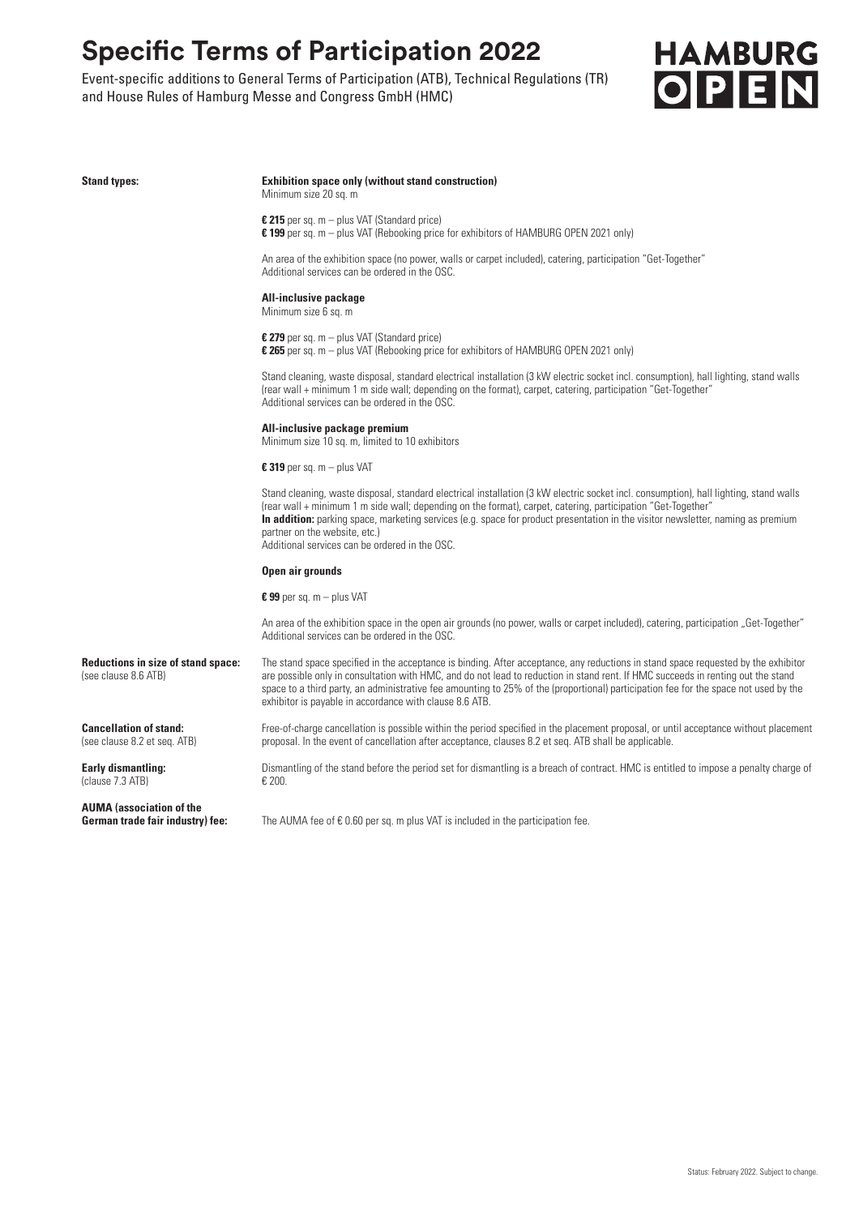# Specific Terms of Participation 2022

Event-specific additions to General Terms of Participation (ATB), Technical Regulations (TR) and House Rules of Hamburg Messe and Congress GmbH (HMC)

HAMBURG OPEN

**Stand types:**

**Exhibition space only (without stand construction)**
Minimum size 20 sq. m

**€ 215** per sq. m – plus VAT (Standard price)
**€ 199** per sq. m – plus VAT (Rebooking price for exhibitors of HAMBURG OPEN 2021 only)

An area of the exhibition space (no power, walls or carpet included), catering, participation "Get-Together"
Additional services can be ordered in the OSC.

**All-inclusive package**
Minimum size 6 sq. m

**€ 279** per sq. m – plus VAT (Standard price)
**€ 265** per sq. m – plus VAT (Rebooking price for exhibitors of HAMBURG OPEN 2021 only)

Stand cleaning, waste disposal, standard electrical installation (3 kW electric socket incl. consumption), hall lighting, stand walls (rear wall + minimum 1 m side wall; depending on the format), carpet, catering, participation "Get-Together"
Additional services can be ordered in the OSC.

**All-inclusive package premium**
Minimum size 10 sq. m, limited to 10 exhibitors

**€ 319** per sq. m – plus VAT

Stand cleaning, waste disposal, standard electrical installation (3 kW electric socket incl. consumption), hall lighting, stand walls (rear wall + minimum 1 m side wall; depending on the format), carpet, catering, participation "Get-Together"
**In addition:** parking space, marketing services (e.g. space for product presentation in the visitor newsletter, naming as premium partner on the website, etc.)
Additional services can be ordered in the OSC.

**Open air grounds**

**€ 99** per sq. m – plus VAT

An area of the exhibition space in the open air grounds (no power, walls or carpet included), catering, participation „Get-Together"
Additional services can be ordered in the OSC.

**Reductions in size of stand space:** (see clause 8.6 ATB)

The stand space specified in the acceptance is binding. After acceptance, any reductions in stand space requested by the exhibitor are possible only in consultation with HMC, and do not lead to reduction in stand rent. If HMC succeeds in renting out the stand space to a third party, an administrative fee amounting to 25% of the (proportional) participation fee for the space not used by the exhibitor is payable in accordance with clause 8.6 ATB.

**Cancellation of stand:** (see clause 8.2 et seq. ATB)

Free-of-charge cancellation is possible within the period specified in the placement proposal, or until acceptance without placement proposal. In the event of cancellation after acceptance, clauses 8.2 et seq. ATB shall be applicable.

**Early dismantling:** (clause 7.3 ATB)

Dismantling of the stand before the period set for dismantling is a breach of contract. HMC is entitled to impose a penalty charge of € 200.

**AUMA (association of the German trade fair industry) fee:**

The AUMA fee of € 0.60 per sq. m plus VAT is included in the participation fee.

Status: February 2022. Subject to change.